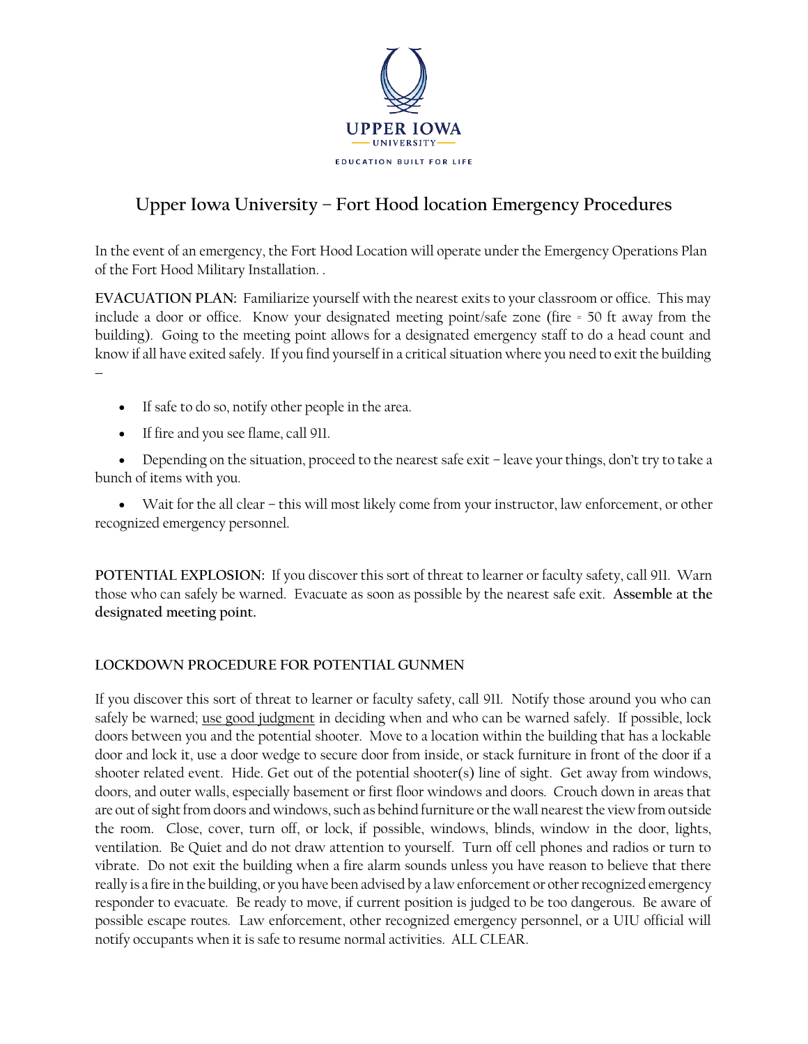UPPER IOWA UNIVERSITY

EDUCATION BUILT FOR LIFE

# Upper Iowa University – Fort Hood location Emergency Procedures

In the event of an emergency, the Fort Hood Location will operate under the Emergency Operations Plan of the Fort Hood Military Installation. .

**EVACUATION PLAN:** Familiarize yourself with the nearest exits to your classroom or office. This may include a door or office. Know your designated meeting point/safe zone (fire = 50 ft away from the building). Going to the meeting point allows for a designated emergency staff to do a head count and know if all have exited safely. If you find yourself in a critical situation where you need to exit the building –

- If safe to do so, notify other people in the area.
- If fire and you see flame, call 911.
- Depending on the situation, proceed to the nearest safe exit – leave your things, don't try to take a bunch of items with you.
- Wait for the all clear – this will most likely come from your instructor, law enforcement, or other recognized emergency personnel.

**POTENTIAL EXPLOSION:** If you discover this sort of threat to learner or faculty safety, call 911. Warn those who can safely be warned. Evacuate as soon as possible by the nearest safe exit. **Assemble at the designated meeting point.**

**LOCKDOWN PROCEDURE FOR POTENTIAL GUNMEN**

If you discover this sort of threat to learner or faculty safety, call 911. Notify those around you who can safely be warned; use good judgment in deciding when and who can be warned safely. If possible, lock doors between you and the potential shooter. Move to a location within the building that has a lockable door and lock it, use a door wedge to secure door from inside, or stack furniture in front of the door if a shooter related event. Hide. Get out of the potential shooter(s) line of sight. Get away from windows, doors, and outer walls, especially basement or first floor windows and doors. Crouch down in areas that are out of sight from doors and windows, such as behind furniture or the wall nearest the view from outside the room. Close, cover, turn off, or lock, if possible, windows, blinds, window in the door, lights, ventilation. Be Quiet and do not draw attention to yourself. Turn off cell phones and radios or turn to vibrate. Do not exit the building when a fire alarm sounds unless you have reason to believe that there really is a fire in the building, or you have been advised by a law enforcement or other recognized emergency responder to evacuate. Be ready to move, if current position is judged to be too dangerous. Be aware of possible escape routes. Law enforcement, other recognized emergency personnel, or a UIU official will notify occupants when it is safe to resume normal activities. ALL CLEAR.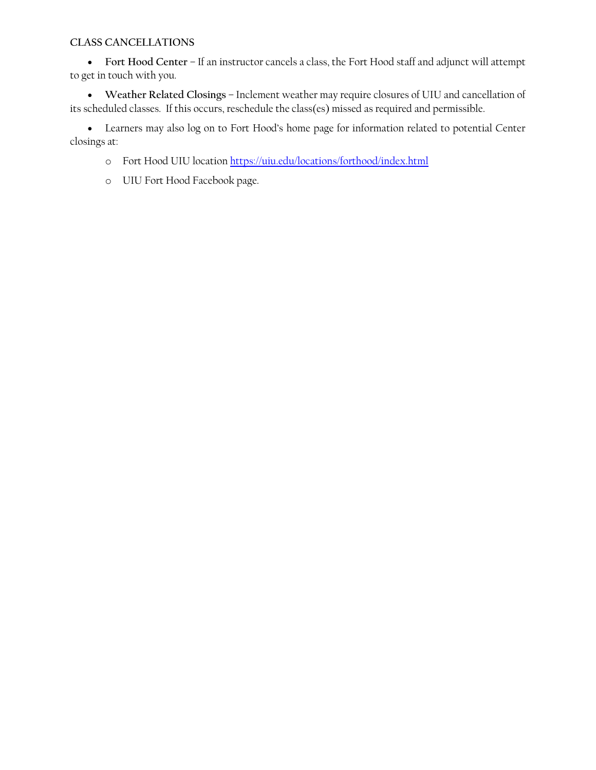**CLASS CANCELLATIONS**

- **Fort Hood Center** – If an instructor cancels a class, the Fort Hood staff and adjunct will attempt to get in touch with you.
- **Weather Related Closings** – Inclement weather may require closures of UIU and cancellation of its scheduled classes. If this occurs, reschedule the class(es) missed as required and permissible.
- Learners may also log on to Fort Hood's home page for information related to potential Center closings at:
  - Fort Hood UIU location https://uiu.edu/locations/forthood/index.html
  - UIU Fort Hood Facebook page.